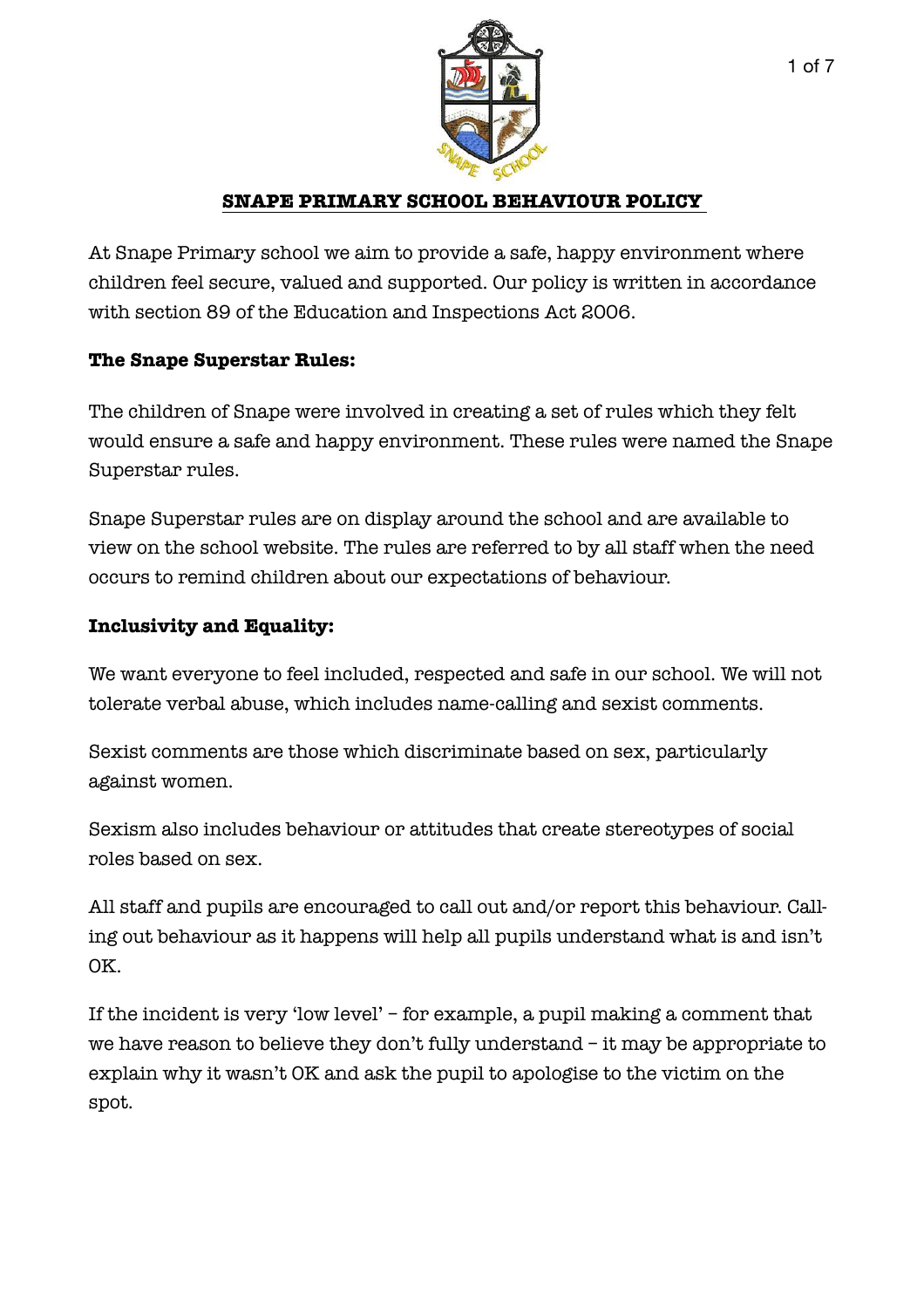# SNAPE PRIMARY SCHOOL BEHAVIOUR POLICY

At Snape Primary school we aim to provide a safe, happy environment where children feel secure, valued and supported. Our policy is written in accordance with section 89 of the Education and Inspections Act 2006.

**The Snape Superstar Rules:**

The children of Snape were involved in creating a set of rules which they felt would ensure a safe and happy environment. These rules were named the Snape Superstar rules.

Snape Superstar rules are on display around the school and are available to view on the school website. The rules are referred to by all staff when the need occurs to remind children about our expectations of behaviour.

**Inclusivity and Equality:**

We want everyone to feel included, respected and safe in our school. We will not tolerate verbal abuse, which includes name-calling and sexist comments.

Sexist comments are those which discriminate based on sex, particularly against women.

Sexism also includes behaviour or attitudes that create stereotypes of social roles based on sex.

All staff and pupils are encouraged to call out and/or report this behaviour. Calling out behaviour as it happens will help all pupils understand what is and isn't OK.

If the incident is very 'low level' – for example, a pupil making a comment that we have reason to believe they don't fully understand – it may be appropriate to explain why it wasn't OK and ask the pupil to apologise to the victim on the spot.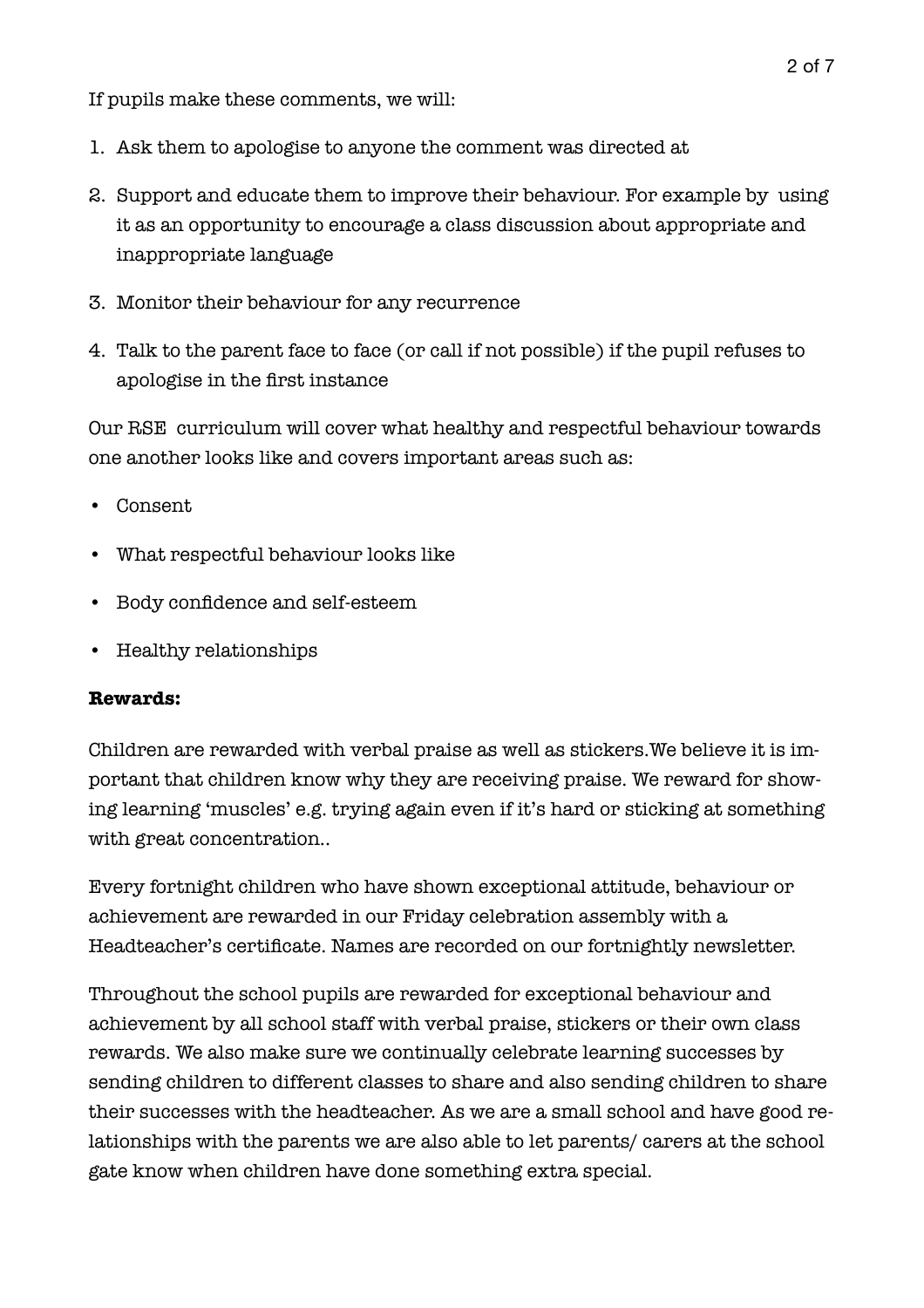If pupils make these comments, we will:

1. Ask them to apologise to anyone the comment was directed at
2. Support and educate them to improve their behaviour. For example by  using it as an opportunity to encourage a class discussion about appropriate and inappropriate language
3. Monitor their behaviour for any recurrence
4. Talk to the parent face to face (or call if not possible) if the pupil refuses to apologise in the first instance

Our RSE  curriculum will cover what healthy and respectful behaviour towards one another looks like and covers important areas such as:

- Consent
- What respectful behaviour looks like
- Body confidence and self-esteem
- Healthy relationships

**Rewards:**

Children are rewarded with verbal praise as well as stickers.We believe it is important that children know why they are receiving praise. We reward for showing learning 'muscles' e.g. trying again even if it's hard or sticking at something with great concentration..

Every fortnight children who have shown exceptional attitude, behaviour or achievement are rewarded in our Friday celebration assembly with a Headteacher's certificate. Names are recorded on our fortnightly newsletter.

Throughout the school pupils are rewarded for exceptional behaviour and achievement by all school staff with verbal praise, stickers or their own class rewards. We also make sure we continually celebrate learning successes by sending children to different classes to share and also sending children to share their successes with the headteacher. As we are a small school and have good relationships with the parents we are also able to let parents/ carers at the school gate know when children have done something extra special.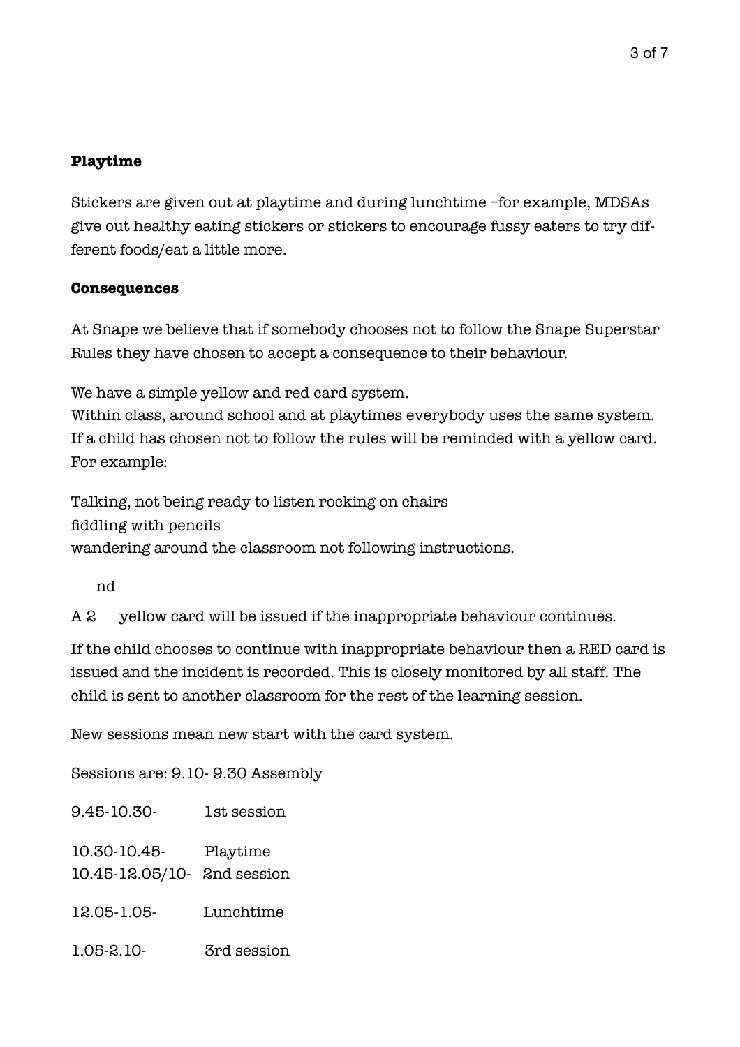**Playtime**

Stickers are given out at playtime and during lunchtime –for example, MDSAs give out healthy eating stickers or stickers to encourage fussy eaters to try different foods/eat a little more.

**Consequences**

At Snape we believe that if somebody chooses not to follow the Snape Superstar Rules they have chosen to accept a consequence to their behaviour.

We have a simple yellow and red card system.
Within class, around school and at playtimes everybody uses the same system.
If a child has chosen not to follow the rules will be reminded with a yellow card.
For example:

Talking, not being ready to listen rocking on chairs
fiddling with pencils
wandering around the classroom not following instructions.

A 2nd yellow card will be issued if the inappropriate behaviour continues.

If the child chooses to continue with inappropriate behaviour then a RED card is issued and the incident is recorded. This is closely monitored by all staff. The child is sent to another classroom for the rest of the learning session.

New sessions mean new start with the card system.

Sessions are: 9.10- 9.30 Assembly

9.45-10.30- 1st session

10.30-10.45- Playtime
10.45-12.05/10- 2nd session

12.05-1.05- Lunchtime

1.05-2.10- 3rd session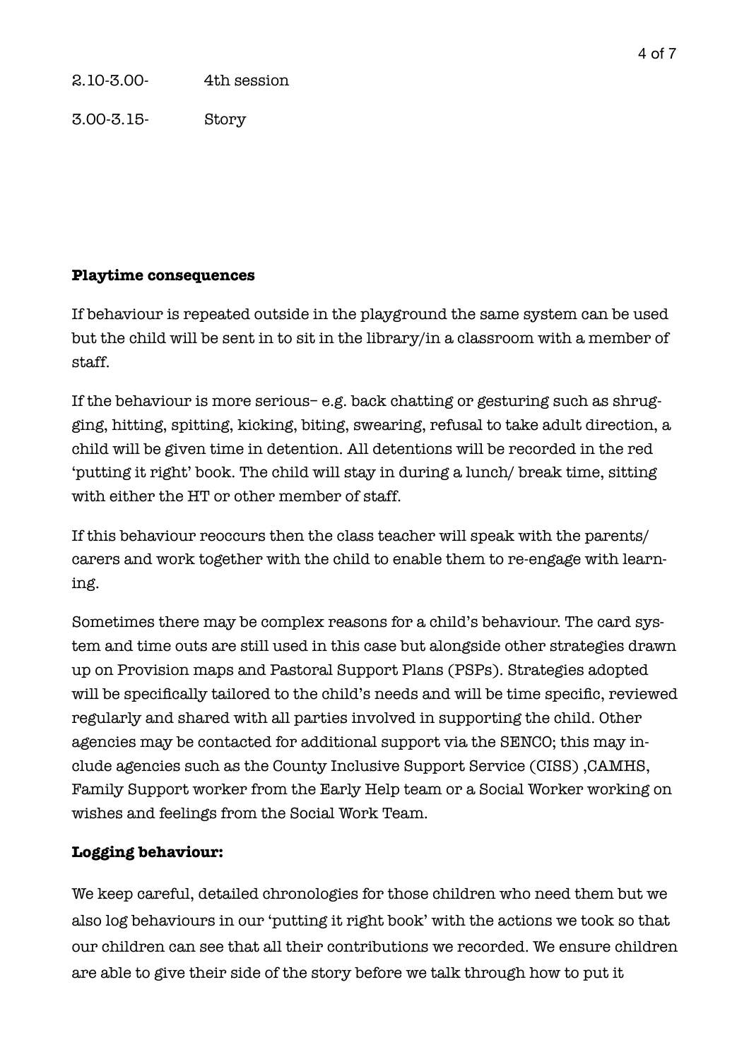2.10-3.00- 4th session

3.00-3.15- Story

**Playtime consequences**

If behaviour is repeated outside in the playground the same system can be used but the child will be sent in to sit in the library/in a classroom with a member of staff.

If the behaviour is more serious– e.g. back chatting or gesturing such as shrugging, hitting, spitting, kicking, biting, swearing, refusal to take adult direction, a child will be given time in detention. All detentions will be recorded in the red 'putting it right' book. The child will stay in during a lunch/ break time, sitting with either the HT or other member of staff.

If this behaviour reoccurs then the class teacher will speak with the parents/ carers and work together with the child to enable them to re-engage with learning.

Sometimes there may be complex reasons for a child's behaviour. The card system and time outs are still used in this case but alongside other strategies drawn up on Provision maps and Pastoral Support Plans (PSPs). Strategies adopted will be specifically tailored to the child's needs and will be time specific, reviewed regularly and shared with all parties involved in supporting the child. Other agencies may be contacted for additional support via the SENCO; this may include agencies such as the County Inclusive Support Service (CISS) ,CAMHS, Family Support worker from the Early Help team or a Social Worker working on wishes and feelings from the Social Work Team.

**Logging behaviour:**

We keep careful, detailed chronologies for those children who need them but we also log behaviours in our 'putting it right book' with the actions we took so that our children can see that all their contributions we recorded. We ensure children are able to give their side of the story before we talk through how to put it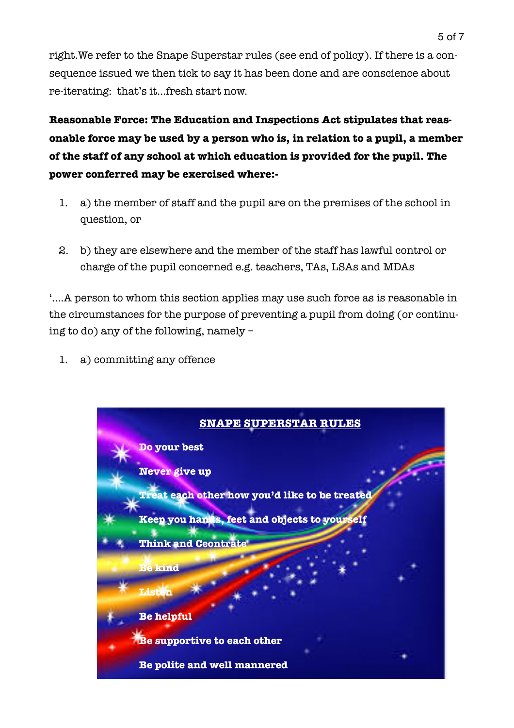right.We refer to the Snape Superstar rules (see end of policy). If there is a consequence issued we then tick to say it has been done and are conscience about re-iterating: that's it...fresh start now.

**Reasonable Force: The Education and Inspections Act stipulates that reasonable force may be used by a person who is, in relation to a pupil, a member of the staff of any school at which education is provided for the pupil. The power conferred may be exercised where:-**

1. a) the member of staff and the pupil are on the premises of the school in question, or
2. b) they are elsewhere and the member of the staff has lawful control or charge of the pupil concerned e.g. teachers, TAs, LSAs and MDAs

'....A person to whom this section applies may use such force as is reasonable in the circumstances for the purpose of preventing a pupil from doing (or continuing to do) any of the following, namely –

1. a) committing any offence

**SNAPE SUPERSTAR RULES**

**Do your best**

**Never give up**

**Treat each other how you'd like to be treated**

**Keep you hands, feet and objects to yourself**

**Think and Ceontrate**

**Be kind**

**Listen**

**Be helpful**

**Be supportive to each other**

**Be polite and well mannered**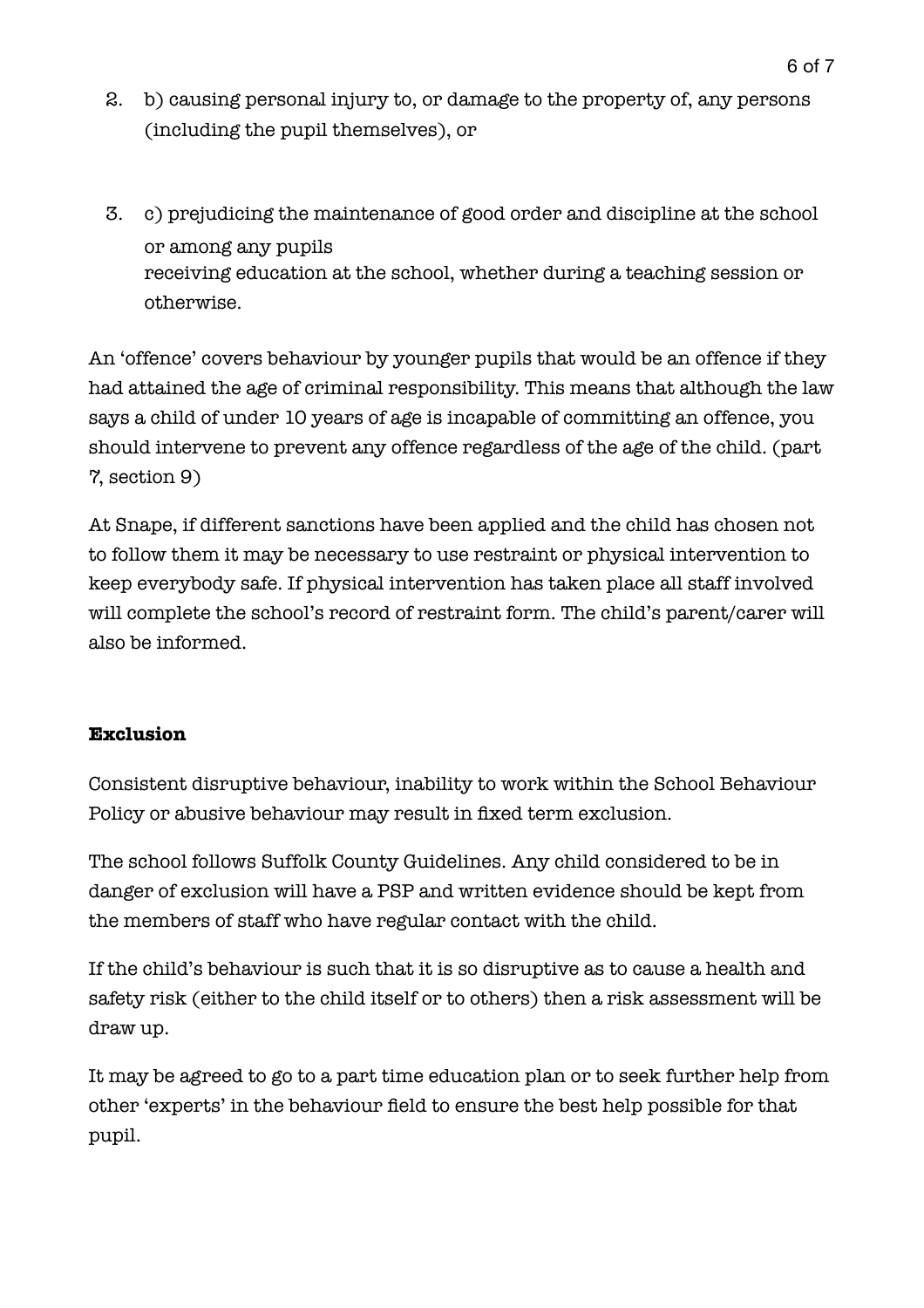2. b) causing personal injury to, or damage to the property of, any persons (including the pupil themselves), or

3. c) prejudicing the maintenance of good order and discipline at the school or among any pupils
   receiving education at the school, whether during a teaching session or otherwise.

An 'offence' covers behaviour by younger pupils that would be an offence if they had attained the age of criminal responsibility. This means that although the law says a child of under 10 years of age is incapable of committing an offence, you should intervene to prevent any offence regardless of the age of the child. (part 7, section 9)

At Snape, if different sanctions have been applied and the child has chosen not to follow them it may be necessary to use restraint or physical intervention to keep everybody safe. If physical intervention has taken place all staff involved will complete the school's record of restraint form. The child's parent/carer will also be informed.

**Exclusion**

Consistent disruptive behaviour, inability to work within the School Behaviour Policy or abusive behaviour may result in fixed term exclusion.

The school follows Suffolk County Guidelines. Any child considered to be in danger of exclusion will have a PSP and written evidence should be kept from the members of staff who have regular contact with the child.

If the child's behaviour is such that it is so disruptive as to cause a health and safety risk (either to the child itself or to others) then a risk assessment will be draw up.

It may be agreed to go to a part time education plan or to seek further help from other 'experts' in the behaviour field to ensure the best help possible for that pupil.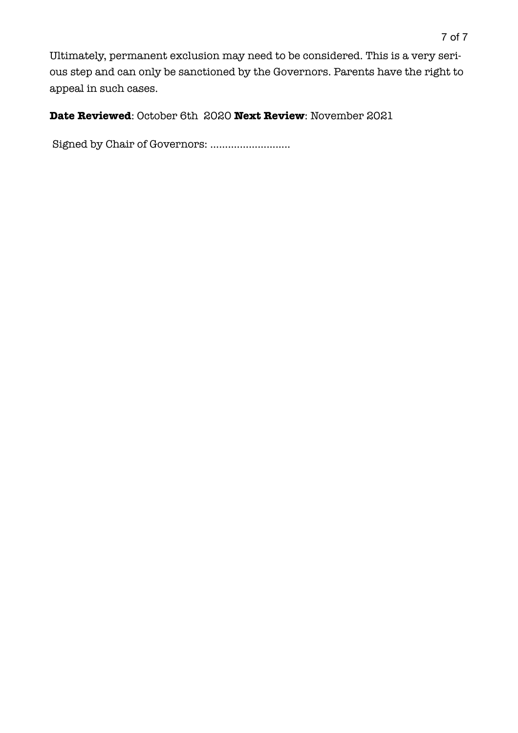Ultimately, permanent exclusion may need to be considered. This is a very serious step and can only be sanctioned by the Governors. Parents have the right to appeal in such cases.

**Date Reviewed**: October 6th 2020 **Next Review**: November 2021

Signed by Chair of Governors: ...........................